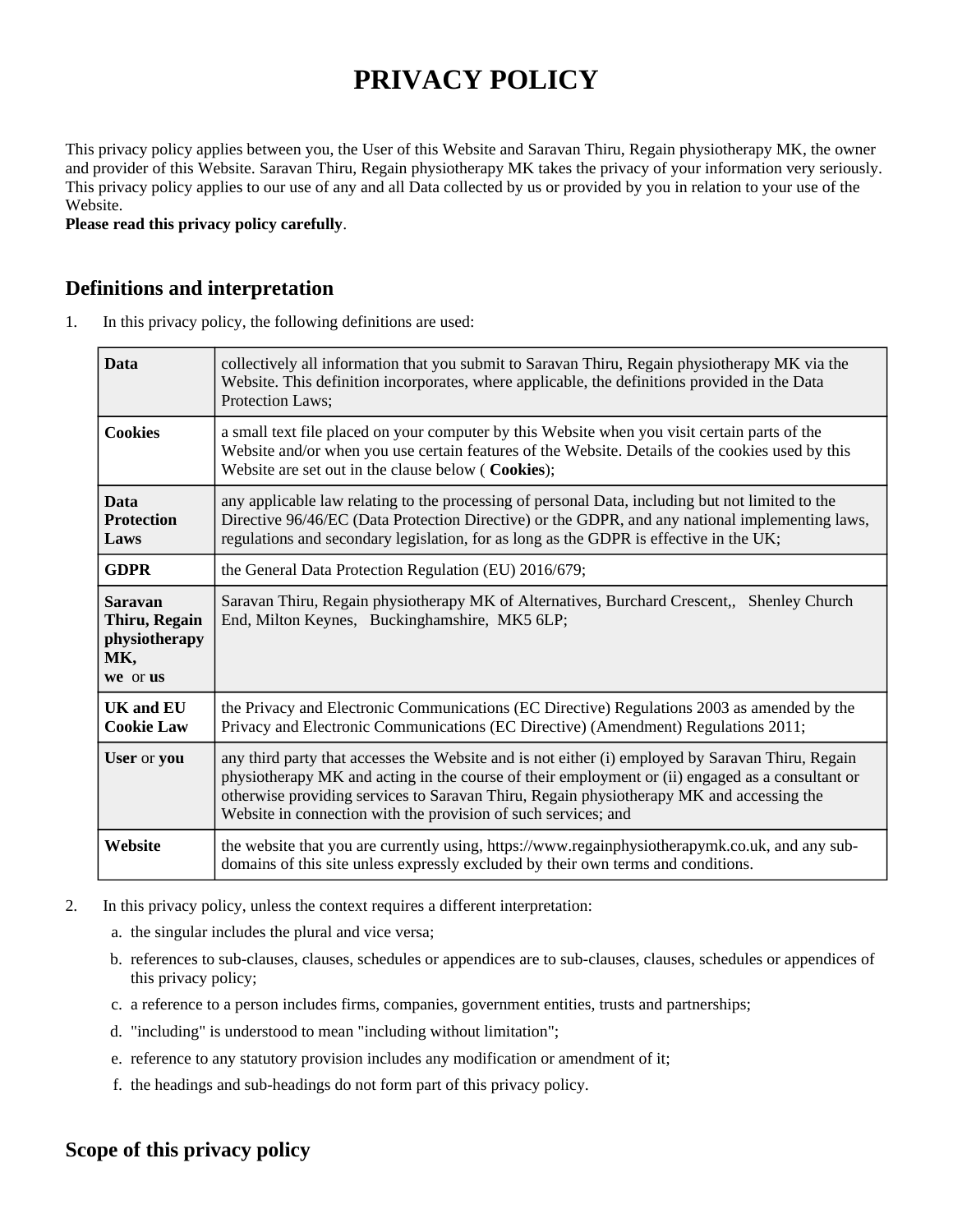# PRIVACY POLICY

This privacy policy applies between you, the User of this Website and Saravan Thiru, Regain physiotherapy MK, the owner and provider of this Website. Saravan Thiru, Regain physiotherapy MK takes the privacy of your information very seriously. This privacy policy applies to our use of any and all Data collected by us or provided by you in relation to your use of the Website.

**Please read this privacy policy carefully**.

## Definitions and interpretation

1. In this privacy policy, the following definitions are used:

| | |
|---|---|
| **Data** | collectively all information that you submit to Saravan Thiru, Regain physiotherapy MK via the Website. This definition incorporates, where applicable, the definitions provided in the Data Protection Laws; |
| **Cookies** | a small text file placed on your computer by this Website when you visit certain parts of the Website and/or when you use certain features of the Website. Details of the cookies used by this Website are set out in the clause below ( **Cookies**); |
| **Data Protection Laws** | any applicable law relating to the processing of personal Data, including but not limited to the Directive 96/46/EC (Data Protection Directive) or the GDPR, and any national implementing laws, regulations and secondary legislation, for as long as the GDPR is effective in the UK; |
| **GDPR** | the General Data Protection Regulation (EU) 2016/679; |
| **Saravan Thiru, Regain physiotherapy MK, we** or **us** | Saravan Thiru, Regain physiotherapy MK of Alternatives, Burchard Crescent,, Shenley Church End, Milton Keynes, Buckinghamshire, MK5 6LP; |
| **UK and EU Cookie Law** | the Privacy and Electronic Communications (EC Directive) Regulations 2003 as amended by the Privacy and Electronic Communications (EC Directive) (Amendment) Regulations 2011; |
| **User** or **you** | any third party that accesses the Website and is not either (i) employed by Saravan Thiru, Regain physiotherapy MK and acting in the course of their employment or (ii) engaged as a consultant or otherwise providing services to Saravan Thiru, Regain physiotherapy MK and accessing the Website in connection with the provision of such services; and |
| **Website** | the website that you are currently using, https://www.regainphysiotherapymk.co.uk, and any sub-domains of this site unless expressly excluded by their own terms and conditions. |

2. In this privacy policy, unless the context requires a different interpretation:
   a. the singular includes the plural and vice versa;
   b. references to sub-clauses, clauses, schedules or appendices are to sub-clauses, clauses, schedules or appendices of this privacy policy;
   c. a reference to a person includes firms, companies, government entities, trusts and partnerships;
   d. "including" is understood to mean "including without limitation";
   e. reference to any statutory provision includes any modification or amendment of it;
   f. the headings and sub-headings do not form part of this privacy policy.

## Scope of this privacy policy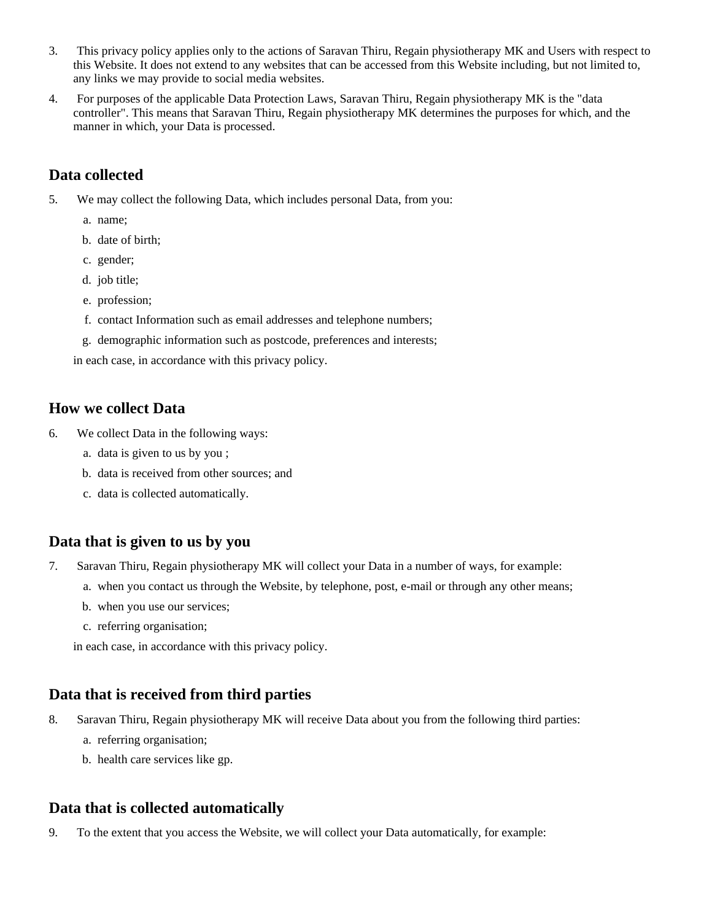3. This privacy policy applies only to the actions of Saravan Thiru, Regain physiotherapy MK and Users with respect to this Website. It does not extend to any websites that can be accessed from this Website including, but not limited to, any links we may provide to social media websites.
4. For purposes of the applicable Data Protection Laws, Saravan Thiru, Regain physiotherapy MK is the "data controller". This means that Saravan Thiru, Regain physiotherapy MK determines the purposes for which, and the manner in which, your Data is processed.

## Data collected

5. We may collect the following Data, which includes personal Data, from you:
   a. name;
   b. date of birth;
   c. gender;
   d. job title;
   e. profession;
   f. contact Information such as email addresses and telephone numbers;
   g. demographic information such as postcode, preferences and interests;

   in each case, in accordance with this privacy policy.

## How we collect Data

6. We collect Data in the following ways:
   a. data is given to us by you ;
   b. data is received from other sources; and
   c. data is collected automatically.

## Data that is given to us by you

7. Saravan Thiru, Regain physiotherapy MK will collect your Data in a number of ways, for example:
   a. when you contact us through the Website, by telephone, post, e-mail or through any other means;
   b. when you use our services;
   c. referring organisation;

   in each case, in accordance with this privacy policy.

## Data that is received from third parties

8. Saravan Thiru, Regain physiotherapy MK will receive Data about you from the following third parties:
   a. referring organisation;
   b. health care services like gp.

## Data that is collected automatically

9. To the extent that you access the Website, we will collect your Data automatically, for example: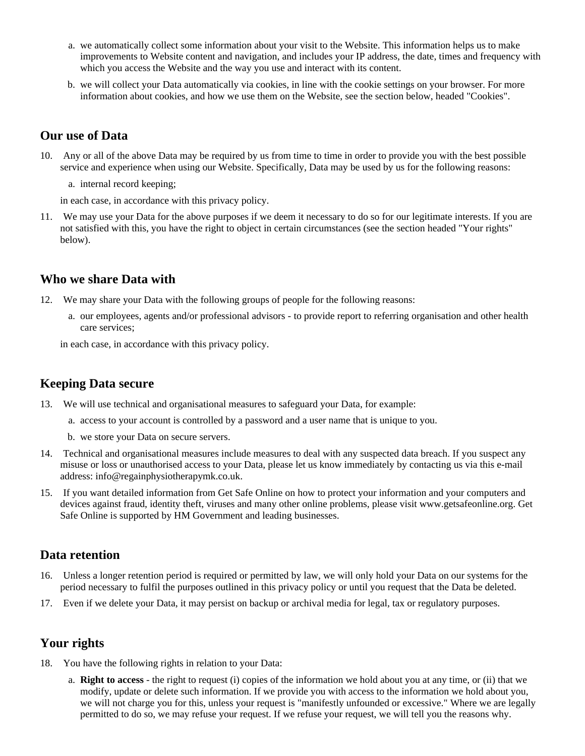a. we automatically collect some information about your visit to the Website. This information helps us to make improvements to Website content and navigation, and includes your IP address, the date, times and frequency with which you access the Website and the way you use and interact with its content.

b. we will collect your Data automatically via cookies, in line with the cookie settings on your browser. For more information about cookies, and how we use them on the Website, see the section below, headed "Cookies".

## Our use of Data

10. Any or all of the above Data may be required by us from time to time in order to provide you with the best possible service and experience when using our Website. Specifically, Data may be used by us for the following reasons:

    a. internal record keeping;

    in each case, in accordance with this privacy policy.

11. We may use your Data for the above purposes if we deem it necessary to do so for our legitimate interests. If you are not satisfied with this, you have the right to object in certain circumstances (see the section headed "Your rights" below).

## Who we share Data with

12. We may share your Data with the following groups of people for the following reasons:

    a. our employees, agents and/or professional advisors - to provide report to referring organisation and other health care services;

    in each case, in accordance with this privacy policy.

## Keeping Data secure

13. We will use technical and organisational measures to safeguard your Data, for example:

    a. access to your account is controlled by a password and a user name that is unique to you.

    b. we store your Data on secure servers.

14. Technical and organisational measures include measures to deal with any suspected data breach. If you suspect any misuse or loss or unauthorised access to your Data, please let us know immediately by contacting us via this e-mail address: info@regainphysiotherapymk.co.uk.

15. If you want detailed information from Get Safe Online on how to protect your information and your computers and devices against fraud, identity theft, viruses and many other online problems, please visit www.getsafeonline.org. Get Safe Online is supported by HM Government and leading businesses.

## Data retention

16. Unless a longer retention period is required or permitted by law, we will only hold your Data on our systems for the period necessary to fulfil the purposes outlined in this privacy policy or until you request that the Data be deleted.

17. Even if we delete your Data, it may persist on backup or archival media for legal, tax or regulatory purposes.

## Your rights

18. You have the following rights in relation to your Data:

    a. **Right to access** - the right to request (i) copies of the information we hold about you at any time, or (ii) that we modify, update or delete such information. If we provide you with access to the information we hold about you, we will not charge you for this, unless your request is "manifestly unfounded or excessive." Where we are legally permitted to do so, we may refuse your request. If we refuse your request, we will tell you the reasons why.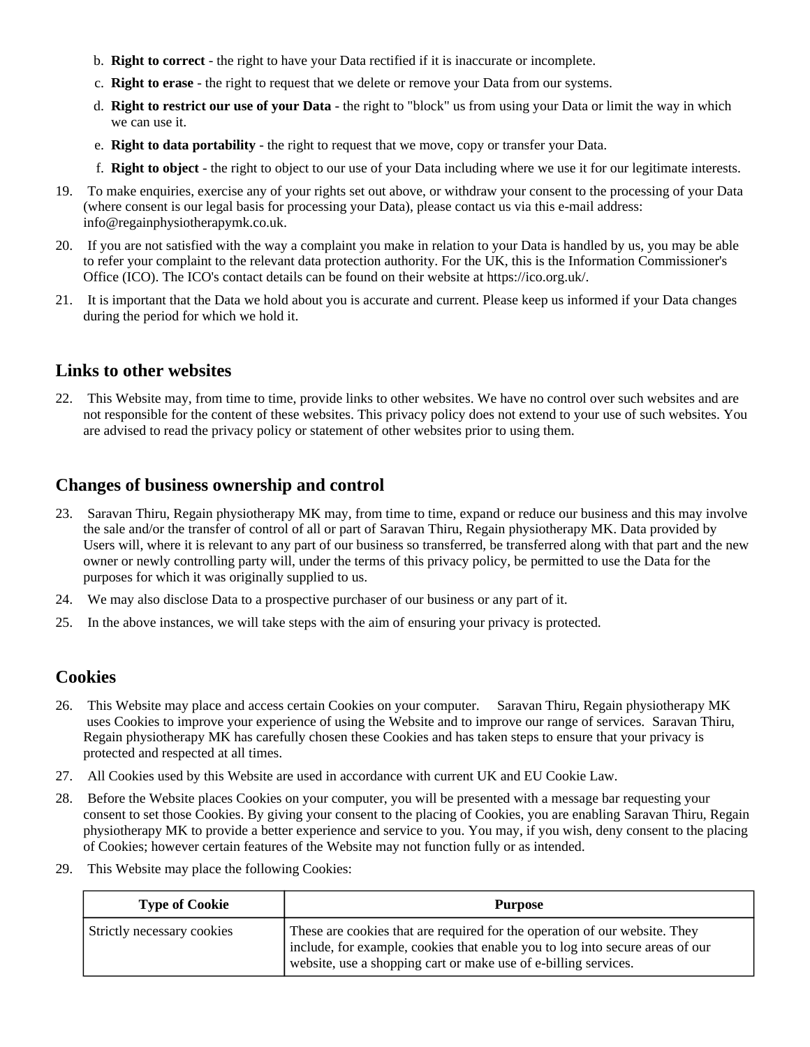b. **Right to correct** - the right to have your Data rectified if it is inaccurate or incomplete.
c. **Right to erase** - the right to request that we delete or remove your Data from our systems.
d. **Right to restrict our use of your Data** - the right to "block" us from using your Data or limit the way in which we can use it.
e. **Right to data portability** - the right to request that we move, copy or transfer your Data.
f. **Right to object** - the right to object to our use of your Data including where we use it for our legitimate interests.

19. To make enquiries, exercise any of your rights set out above, or withdraw your consent to the processing of your Data (where consent is our legal basis for processing your Data), please contact us via this e-mail address: info@regainphysiotherapymk.co.uk.
20. If you are not satisfied with the way a complaint you make in relation to your Data is handled by us, you may be able to refer your complaint to the relevant data protection authority. For the UK, this is the Information Commissioner's Office (ICO). The ICO's contact details can be found on their website at https://ico.org.uk/.
21. It is important that the Data we hold about you is accurate and current. Please keep us informed if your Data changes during the period for which we hold it.

## Links to other websites

22. This Website may, from time to time, provide links to other websites. We have no control over such websites and are not responsible for the content of these websites. This privacy policy does not extend to your use of such websites. You are advised to read the privacy policy or statement of other websites prior to using them.

## Changes of business ownership and control

23. Saravan Thiru, Regain physiotherapy MK may, from time to time, expand or reduce our business and this may involve the sale and/or the transfer of control of all or part of Saravan Thiru, Regain physiotherapy MK. Data provided by Users will, where it is relevant to any part of our business so transferred, be transferred along with that part and the new owner or newly controlling party will, under the terms of this privacy policy, be permitted to use the Data for the purposes for which it was originally supplied to us.
24. We may also disclose Data to a prospective purchaser of our business or any part of it.
25. In the above instances, we will take steps with the aim of ensuring your privacy is protected.

## Cookies

26. This Website may place and access certain Cookies on your computer. Saravan Thiru, Regain physiotherapy MK uses Cookies to improve your experience of using the Website and to improve our range of services. Saravan Thiru, Regain physiotherapy MK has carefully chosen these Cookies and has taken steps to ensure that your privacy is protected and respected at all times.
27. All Cookies used by this Website are used in accordance with current UK and EU Cookie Law.
28. Before the Website places Cookies on your computer, you will be presented with a message bar requesting your consent to set those Cookies. By giving your consent to the placing of Cookies, you are enabling Saravan Thiru, Regain physiotherapy MK to provide a better experience and service to you. You may, if you wish, deny consent to the placing of Cookies; however certain features of the Website may not function fully or as intended.
29. This Website may place the following Cookies:

| Type of Cookie | Purpose |
|---|---|
| Strictly necessary cookies | These are cookies that are required for the operation of our website. They include, for example, cookies that enable you to log into secure areas of our website, use a shopping cart or make use of e-billing services. |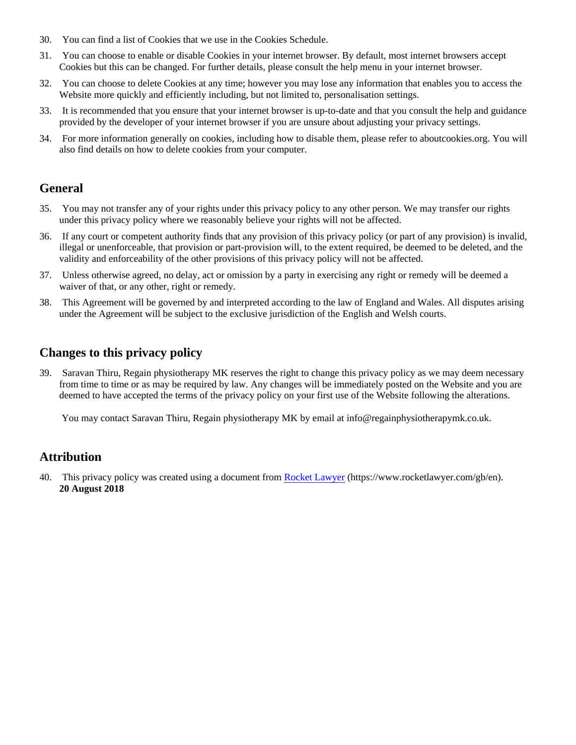30. You can find a list of Cookies that we use in the Cookies Schedule.

31. You can choose to enable or disable Cookies in your internet browser. By default, most internet browsers accept Cookies but this can be changed. For further details, please consult the help menu in your internet browser.

32. You can choose to delete Cookies at any time; however you may lose any information that enables you to access the Website more quickly and efficiently including, but not limited to, personalisation settings.

33. It is recommended that you ensure that your internet browser is up-to-date and that you consult the help and guidance provided by the developer of your internet browser if you are unsure about adjusting your privacy settings.

34. For more information generally on cookies, including how to disable them, please refer to aboutcookies.org. You will also find details on how to delete cookies from your computer.

## General

35. You may not transfer any of your rights under this privacy policy to any other person. We may transfer our rights under this privacy policy where we reasonably believe your rights will not be affected.

36. If any court or competent authority finds that any provision of this privacy policy (or part of any provision) is invalid, illegal or unenforceable, that provision or part-provision will, to the extent required, be deemed to be deleted, and the validity and enforceability of the other provisions of this privacy policy will not be affected.

37. Unless otherwise agreed, no delay, act or omission by a party in exercising any right or remedy will be deemed a waiver of that, or any other, right or remedy.

38. This Agreement will be governed by and interpreted according to the law of England and Wales. All disputes arising under the Agreement will be subject to the exclusive jurisdiction of the English and Welsh courts.

## Changes to this privacy policy

39. Saravan Thiru, Regain physiotherapy MK reserves the right to change this privacy policy as we may deem necessary from time to time or as may be required by law. Any changes will be immediately posted on the Website and you are deemed to have accepted the terms of the privacy policy on your first use of the Website following the alterations.

    You may contact Saravan Thiru, Regain physiotherapy MK by email at info@regainphysiotherapymk.co.uk.

## Attribution

40. This privacy policy was created using a document from [Rocket Lawyer](https://www.rocketlawyer.com/gb/en) (https://www.rocketlawyer.com/gb/en).
    **20 August 2018**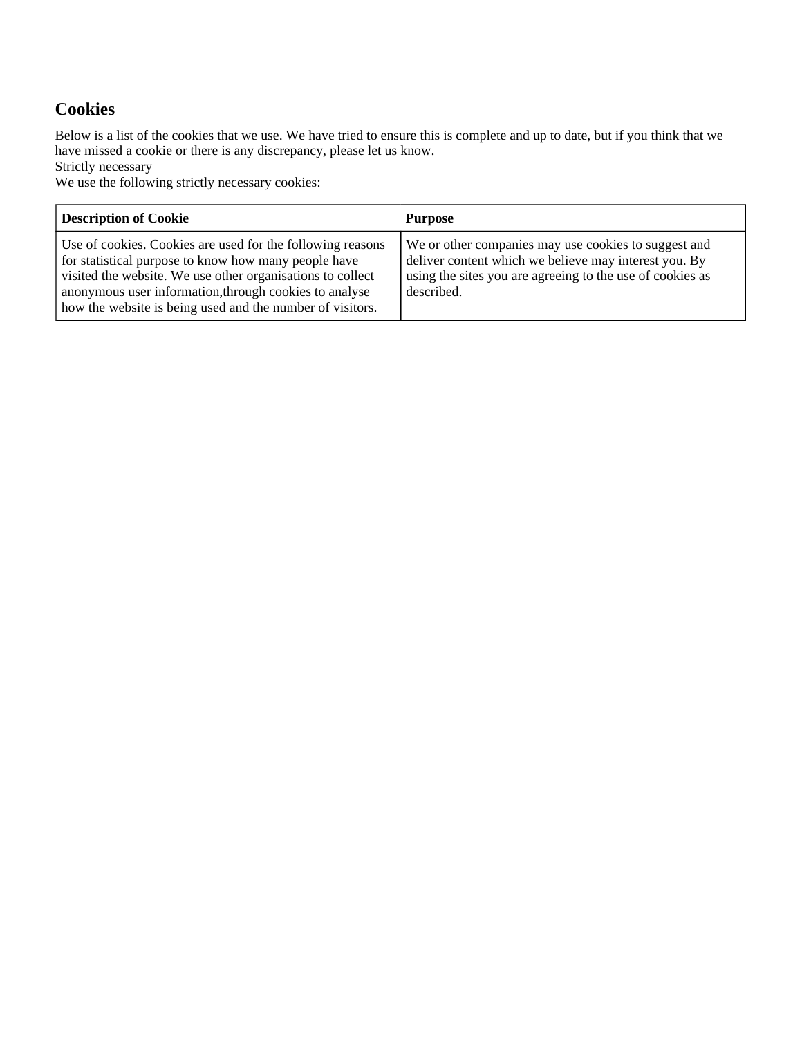## Cookies

Below is a list of the cookies that we use. We have tried to ensure this is complete and up to date, but if you think that we have missed a cookie or there is any discrepancy, please let us know.
Strictly necessary
We use the following strictly necessary cookies:

| **Description of Cookie** | **Purpose** |
| --- | --- |
| Use of cookies. Cookies are used for the following reasons for statistical purpose to know how many people have visited the website. We use other organisations to collect anonymous user information,through cookies to analyse how the website is being used and the number of visitors. | We or other companies may use cookies to suggest and deliver content which we believe may interest you. By using the sites you are agreeing to the use of cookies as described. |